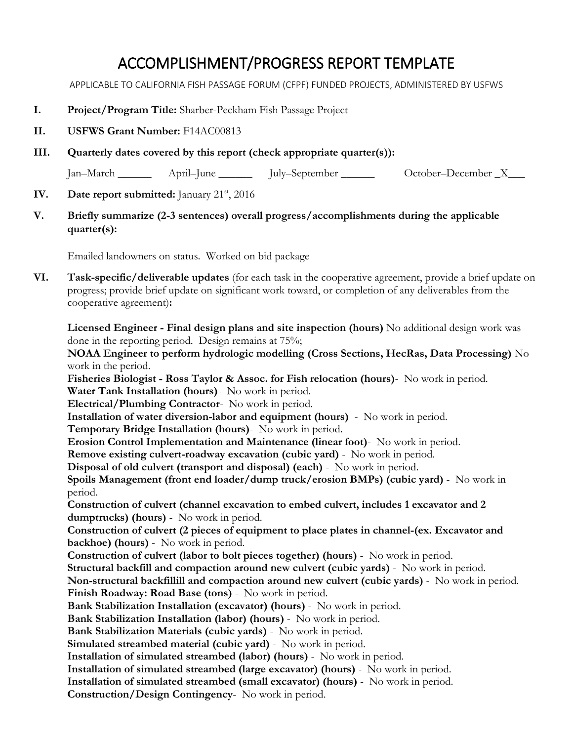# ACCOMPLISHMENT/PROGRESS REPORT TEMPLATE

APPLICABLE TO CALIFORNIA FISH PASSAGE FORUM (CFPF) FUNDED PROJECTS, ADMINISTERED BY USFWS

**I. Project/Program Title:** Sharber-Peckham Fish Passage Project

**II. USFWS Grant Number:** F14AC00813

**III. Quarterly dates covered by this report (check appropriate quarter(s)):**

Jan–March ______ April–June ______ July–September ______ October–December _X___

**IV. Date report submitted:** January 21st, 2016

**V. Briefly summarize (2-3 sentences) overall progress/accomplishments during the applicable quarter(s):**

Emailed landowners on status. Worked on bid package

**VI. Task-specific/deliverable updates** (for each task in the cooperative agreement, provide a brief update on progress; provide brief update on significant work toward, or completion of any deliverables from the cooperative agreement)**:**

**Licensed Engineer - Final design plans and site inspection (hours)** No additional design work was done in the reporting period. Design remains at 75%;
**NOAA Engineer to perform hydrologic modelling (Cross Sections, HecRas, Data Processing)** No work in the period.
**Fisheries Biologist - Ross Taylor & Assoc. for Fish relocation (hours)**- No work in period.
**Water Tank Installation (hours)**- No work in period.
**Electrical/Plumbing Contractor**- No work in period.
**Installation of water diversion-labor and equipment (hours)** - No work in period.
**Temporary Bridge Installation (hours)**- No work in period.
**Erosion Control Implementation and Maintenance (linear foot)**- No work in period.
**Remove existing culvert-roadway excavation (cubic yard)** - No work in period.
**Disposal of old culvert (transport and disposal) (each)** - No work in period.
**Spoils Management (front end loader/dump truck/erosion BMPs) (cubic yard)** - No work in period.
**Construction of culvert (channel excavation to embed culvert, includes 1 excavator and 2 dumptrucks) (hours)** - No work in period.
**Construction of culvert (2 pieces of equipment to place plates in channel-(ex. Excavator and backhoe) (hours)** - No work in period.
**Construction of culvert (labor to bolt pieces together) (hours)** - No work in period.
**Structural backfill and compaction around new culvert (cubic yards)** - No work in period.
**Non-structural backfillill and compaction around new culvert (cubic yards)** - No work in period.
**Finish Roadway: Road Base (tons)** - No work in period.
**Bank Stabilization Installation (excavator) (hours)** - No work in period.
**Bank Stabilization Installation (labor) (hours)** - No work in period.
**Bank Stabilization Materials (cubic yards)** - No work in period.
**Simulated streambed material (cubic yard)** - No work in period.
**Installation of simulated streambed (labor) (hours)** - No work in period.
**Installation of simulated streambed (large excavator) (hours)** - No work in period.
**Installation of simulated streambed (small excavator) (hours)** - No work in period.
**Construction/Design Contingency**- No work in period.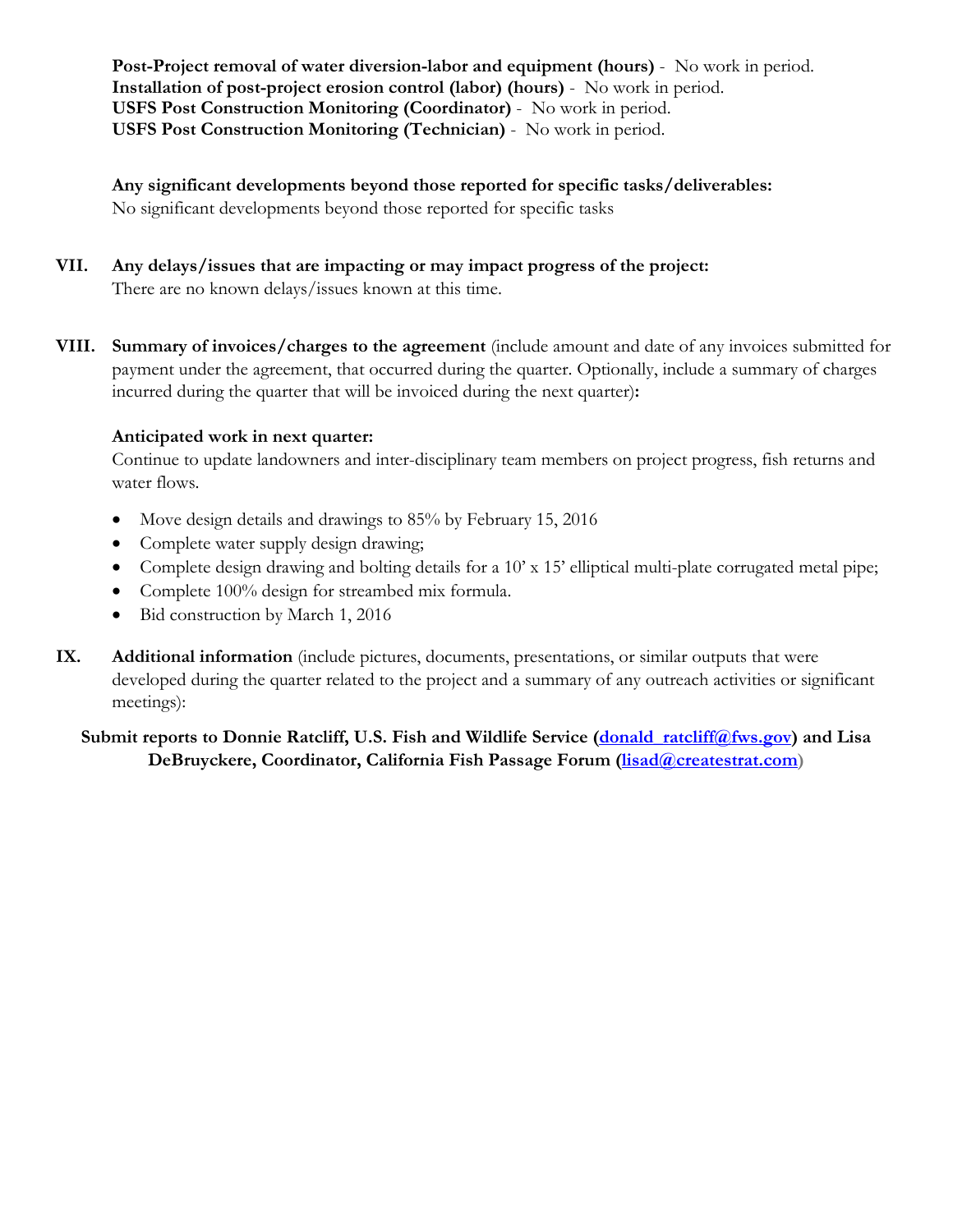**Post-Project removal of water diversion-labor and equipment (hours)** - No work in period.
**Installation of post-project erosion control (labor) (hours)** - No work in period.
**USFS Post Construction Monitoring (Coordinator)** - No work in period.
**USFS Post Construction Monitoring (Technician)** - No work in period.

**Any significant developments beyond those reported for specific tasks/deliverables:**
No significant developments beyond those reported for specific tasks

**VII. Any delays/issues that are impacting or may impact progress of the project:**
There are no known delays/issues known at this time.

**VIII. Summary of invoices/charges to the agreement** (include amount and date of any invoices submitted for payment under the agreement, that occurred during the quarter. Optionally, include a summary of charges incurred during the quarter that will be invoiced during the next quarter)**:**

**Anticipated work in next quarter:**
Continue to update landowners and inter-disciplinary team members on project progress, fish returns and water flows.

- Move design details and drawings to 85% by February 15, 2016
- Complete water supply design drawing;
- Complete design drawing and bolting details for a 10' x 15' elliptical multi-plate corrugated metal pipe;
- Complete 100% design for streambed mix formula.
- Bid construction by March 1, 2016

**IX. Additional information** (include pictures, documents, presentations, or similar outputs that were developed during the quarter related to the project and a summary of any outreach activities or significant meetings):

**Submit reports to Donnie Ratcliff, U.S. Fish and Wildlife Service (donald_ratcliff@fws.gov) and Lisa DeBruyckere, Coordinator, California Fish Passage Forum (lisad@createstrat.com)**